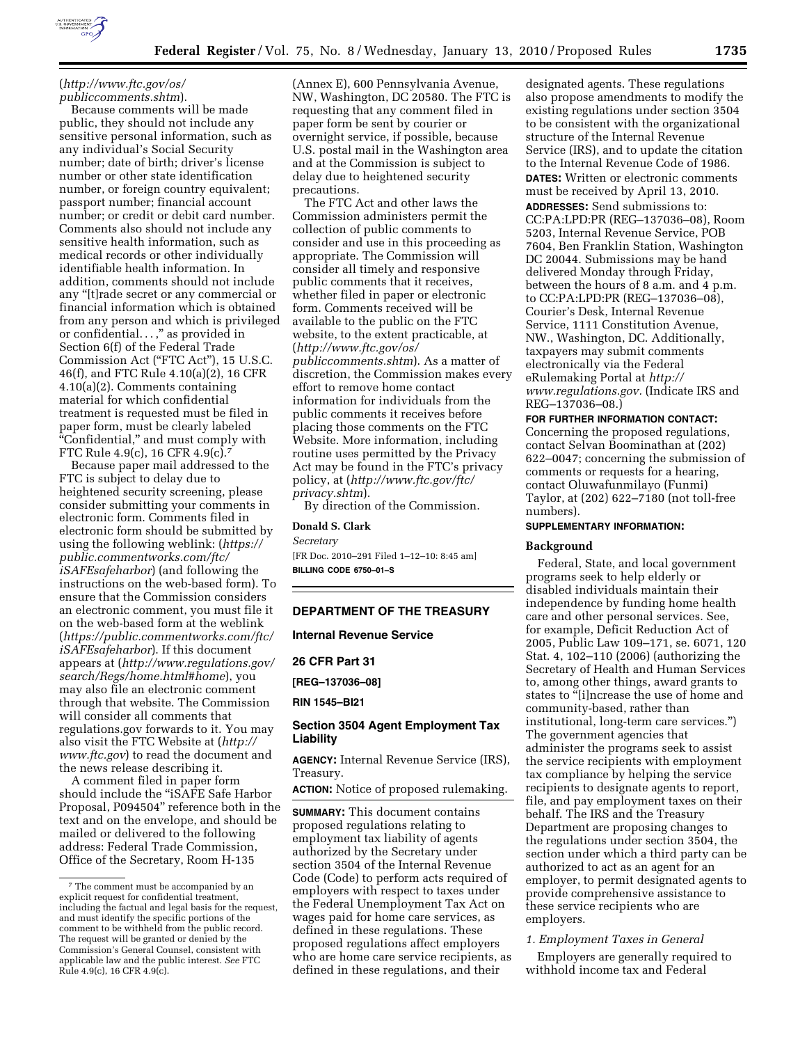(*http://www.ftc.gov/os/publiccomments.shtm*).

Because comments will be made public, they should not include any sensitive personal information, such as any individual's Social Security number; date of birth; driver's license number or other state identification number, or foreign country equivalent; passport number; financial account number; or credit or debit card number. Comments also should not include any sensitive health information, such as medical records or other individually identifiable health information. In addition, comments should not include any "[t]rade secret or any commercial or financial information which is obtained from any person and which is privileged or confidential. . .," as provided in Section 6(f) of the Federal Trade Commission Act ("FTC Act"), 15 U.S.C. 46(f), and FTC Rule 4.10(a)(2), 16 CFR 4.10(a)(2). Comments containing material for which confidential treatment is requested must be filed in paper form, must be clearly labeled "Confidential," and must comply with FTC Rule 4.9(c), 16 CFR 4.9(c).[7]

Because paper mail addressed to the FTC is subject to delay due to heightened security screening, please consider submitting your comments in electronic form. Comments filed in electronic form should be submitted by using the following weblink: (*https://public.commentworks.com/ftc/iSAFEsafeharbor*) (and following the instructions on the web-based form). To ensure that the Commission considers an electronic comment, you must file it on the web-based form at the weblink (*https://public.commentworks.com/ftc/iSAFEsafeharbor*). If this document appears at (*http://www.regulations.gov/search/Regs/home.html#home*), you may also file an electronic comment through that website. The Commission will consider all comments that regulations.gov forwards to it. You may also visit the FTC Website at (*http://www.ftc.gov*) to read the document and the news release describing it.

A comment filed in paper form should include the "iSAFE Safe Harbor Proposal, P094504" reference both in the text and on the envelope, and should be mailed or delivered to the following address: Federal Trade Commission, Office of the Secretary, Room H-135 (Annex E), 600 Pennsylvania Avenue, NW, Washington, DC 20580. The FTC is requesting that any comment filed in paper form be sent by courier or overnight service, if possible, because U.S. postal mail in the Washington area and at the Commission is subject to delay due to heightened security precautions.

The FTC Act and other laws the Commission administers permit the collection of public comments to consider and use in this proceeding as appropriate. The Commission will consider all timely and responsive public comments that it receives, whether filed in paper or electronic form. Comments received will be available to the public on the FTC website, to the extent practicable, at (*http://www.ftc.gov/os/publiccomments.shtm*). As a matter of discretion, the Commission makes every effort to remove home contact information for individuals from the public comments it receives before placing those comments on the FTC Website. More information, including routine uses permitted by the Privacy Act may be found in the FTC's privacy policy, at (*http://www.ftc.gov/ftc/privacy.shtm*).

By direction of the Commission.

**Donald S. Clark**

*Secretary*

[FR Doc. 2010–291 Filed 1–12–10: 8:45 am]

**BILLING CODE 6750–01–S**

[7] The comment must be accompanied by an explicit request for confidential treatment, including the factual and legal basis for the request, and must identify the specific portions of the comment to be withheld from the public record. The request will be granted or denied by the Commission's General Counsel, consistent with applicable law and the public interest. *See* FTC Rule 4.9(c), 16 CFR 4.9(c).

---

## DEPARTMENT OF THE TREASURY

### Internal Revenue Service

### 26 CFR Part 31

### [REG–137036–08]

### RIN 1545–BI21

## Section 3504 Agent Employment Tax Liability

**AGENCY:** Internal Revenue Service (IRS), Treasury.

**ACTION:** Notice of proposed rulemaking.

**SUMMARY:** This document contains proposed regulations relating to employment tax liability of agents authorized by the Secretary under section 3504 of the Internal Revenue Code (Code) to perform acts required of employers with respect to taxes under the Federal Unemployment Tax Act on wages paid for home care services, as defined in these regulations. These proposed regulations affect employers who are home care service recipients, as defined in these regulations, and their designated agents. These regulations also propose amendments to modify the existing regulations under section 3504 to be consistent with the organizational structure of the Internal Revenue Service (IRS), and to update the citation to the Internal Revenue Code of 1986.

**DATES:** Written or electronic comments must be received by April 13, 2010.

**ADDRESSES:** Send submissions to: CC:PA:LPD:PR (REG–137036–08), Room 5203, Internal Revenue Service, POB 7604, Ben Franklin Station, Washington DC 20044. Submissions may be hand delivered Monday through Friday, between the hours of 8 a.m. and 4 p.m. to CC:PA:LPD:PR (REG–137036–08), Courier's Desk, Internal Revenue Service, 1111 Constitution Avenue, NW., Washington, DC. Additionally, taxpayers may submit comments electronically via the Federal eRulemaking Portal at *http://www.regulations.gov.* (Indicate IRS and REG–137036–08.)

**FOR FURTHER INFORMATION CONTACT:** Concerning the proposed regulations, contact Selvan Boominathan at (202) 622–0047; concerning the submission of comments or requests for a hearing, contact Oluwafunmilayo (Funmi) Taylor, at (202) 622–7180 (not toll-free numbers).

**SUPPLEMENTARY INFORMATION:**

### Background

Federal, State, and local government programs seek to help elderly or disabled individuals maintain their independence by funding home health care and other personal services. See, for example, Deficit Reduction Act of 2005, Public Law 109–171, se. 6071, 120 Stat. 4, 102–110 (2006) (authorizing the Secretary of Health and Human Services to, among other things, award grants to states to "[i]ncrease the use of home and community-based, rather than institutional, long-term care services.") The government agencies that administer the programs seek to assist the service recipients with employment tax compliance by helping the service recipients to designate agents to report, file, and pay employment taxes on their behalf. The IRS and the Treasury Department are proposing changes to the regulations under section 3504, the section under which a third party can be authorized to act as an agent for an employer, to permit designated agents to provide comprehensive assistance to these service recipients who are employers.

*1. Employment Taxes in General*

Employers are generally required to withhold income tax and Federal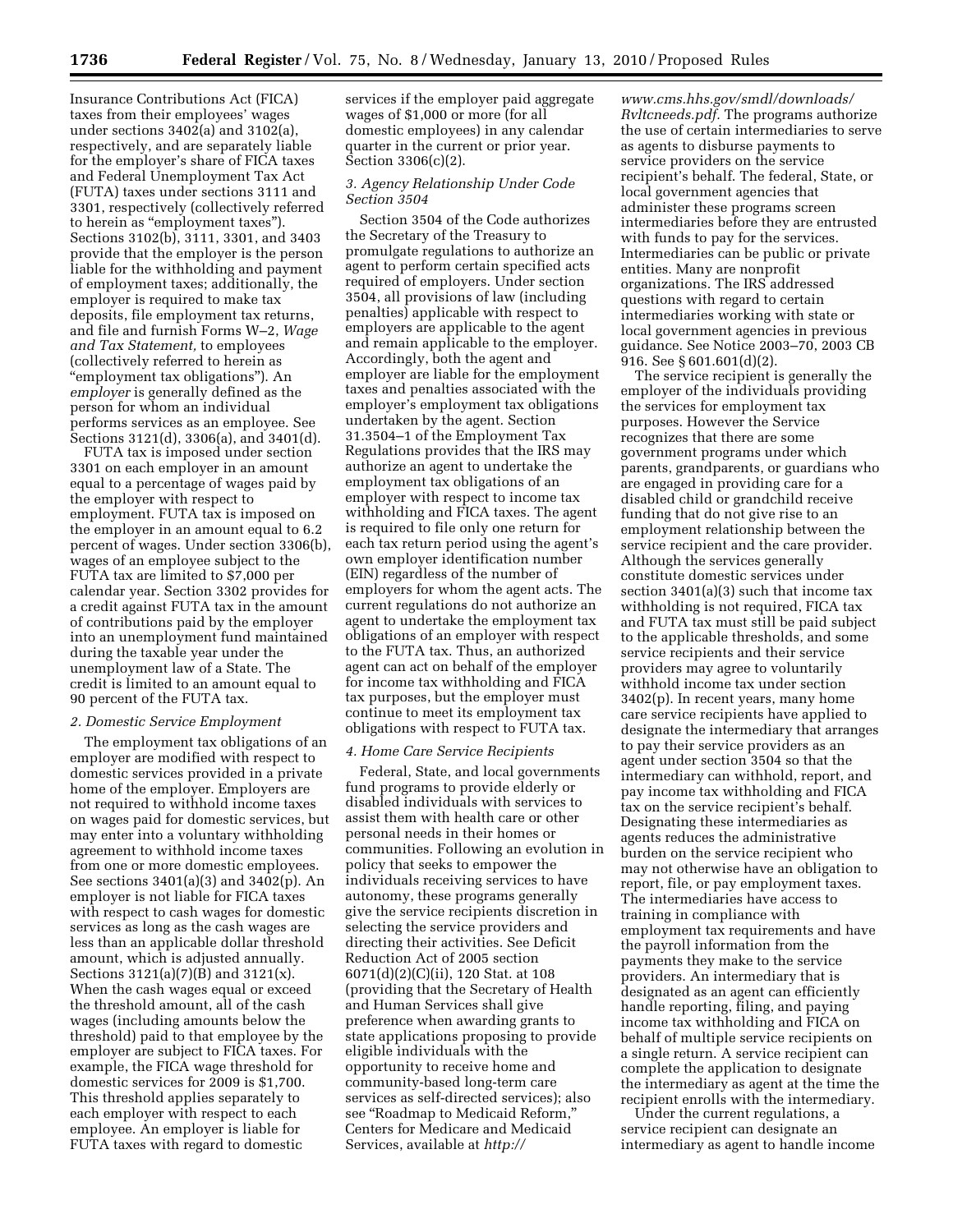Insurance Contributions Act (FICA) taxes from their employees' wages under sections 3402(a) and 3102(a), respectively, and are separately liable for the employer's share of FICA taxes and Federal Unemployment Tax Act (FUTA) taxes under sections 3111 and 3301, respectively (collectively referred to herein as "employment taxes"). Sections 3102(b), 3111, 3301, and 3403 provide that the employer is the person liable for the withholding and payment of employment taxes; additionally, the employer is required to make tax deposits, file employment tax returns, and file and furnish Forms W–2, *Wage and Tax Statement,* to employees (collectively referred to herein as "employment tax obligations"). An *employer* is generally defined as the person for whom an individual performs services as an employee. See Sections 3121(d), 3306(a), and 3401(d).

FUTA tax is imposed under section 3301 on each employer in an amount equal to a percentage of wages paid by the employer with respect to employment. FUTA tax is imposed on the employer in an amount equal to 6.2 percent of wages. Under section 3306(b), wages of an employee subject to the FUTA tax are limited to $7,000 per calendar year. Section 3302 provides for a credit against FUTA tax in the amount of contributions paid by the employer into an unemployment fund maintained during the taxable year under the unemployment law of a State. The credit is limited to an amount equal to 90 percent of the FUTA tax.

*2. Domestic Service Employment*

The employment tax obligations of an employer are modified with respect to domestic services provided in a private home of the employer. Employers are not required to withhold income taxes on wages paid for domestic services, but may enter into a voluntary withholding agreement to withhold income taxes from one or more domestic employees. See sections 3401(a)(3) and 3402(p). An employer is not liable for FICA taxes with respect to cash wages for domestic services as long as the cash wages are less than an applicable dollar threshold amount, which is adjusted annually. Sections 3121(a)(7)(B) and 3121(x). When the cash wages equal or exceed the threshold amount, all of the cash wages (including amounts below the threshold) paid to that employee by the employer are subject to FICA taxes. For example, the FICA wage threshold for domestic services for 2009 is $1,700. This threshold applies separately to each employer with respect to each employee. An employer is liable for FUTA taxes with regard to domestic services if the employer paid aggregate wages of $1,000 or more (for all domestic employees) in any calendar quarter in the current or prior year. Section 3306(c)(2).

*3. Agency Relationship Under Code Section 3504*

Section 3504 of the Code authorizes the Secretary of the Treasury to promulgate regulations to authorize an agent to perform certain specified acts required of employers. Under section 3504, all provisions of law (including penalties) applicable with respect to employers are applicable to the agent and remain applicable to the employer. Accordingly, both the agent and employer are liable for the employment taxes and penalties associated with the employer's employment tax obligations undertaken by the agent. Section 31.3504–1 of the Employment Tax Regulations provides that the IRS may authorize an agent to undertake the employment tax obligations of an employer with respect to income tax withholding and FICA taxes. The agent is required to file only one return for each tax return period using the agent's own employer identification number (EIN) regardless of the number of employers for whom the agent acts. The current regulations do not authorize an agent to undertake the employment tax obligations of an employer with respect to the FUTA tax. Thus, an authorized agent can act on behalf of the employer for income tax withholding and FICA tax purposes, but the employer must continue to meet its employment tax obligations with respect to FUTA tax.

*4. Home Care Service Recipients*

Federal, State, and local governments fund programs to provide elderly or disabled individuals with services to assist them with health care or other personal needs in their homes or communities. Following an evolution in policy that seeks to empower the individuals receiving services to have autonomy, these programs generally give the service recipients discretion in selecting the service providers and directing their activities. See Deficit Reduction Act of 2005 section 6071(d)(2)(C)(ii), 120 Stat. at 108 (providing that the Secretary of Health and Human Services shall give preference when awarding grants to state applications proposing to provide eligible individuals with the opportunity to receive home and community-based long-term care services as self-directed services); also see "Roadmap to Medicaid Reform," Centers for Medicare and Medicaid Services, available at *http://www.cms.hhs.gov/smdl/downloads/Rvltcneeds.pdf.* The programs authorize the use of certain intermediaries to serve as agents to disburse payments to service providers on the service recipient's behalf. The federal, State, or local government agencies that administer these programs screen intermediaries before they are entrusted with funds to pay for the services. Intermediaries can be public or private entities. Many are nonprofit organizations. The IRS addressed questions with regard to certain intermediaries working with state or local government agencies in previous guidance. See Notice 2003–70, 2003 CB 916. See § 601.601(d)(2).

The service recipient is generally the employer of the individuals providing the services for employment tax purposes. However the Service recognizes that there are some government programs under which parents, grandparents, or guardians who are engaged in providing care for a disabled child or grandchild receive funding that do not give rise to an employment relationship between the service recipient and the care provider. Although the services generally constitute domestic services under section 3401(a)(3) such that income tax withholding is not required, FICA tax and FUTA tax must still be paid subject to the applicable thresholds, and some service recipients and their service providers may agree to voluntarily withhold income tax under section 3402(p). In recent years, many home care service recipients have applied to designate the intermediary that arranges to pay their service providers as an agent under section 3504 so that the intermediary can withhold, report, and pay income tax withholding and FICA tax on the service recipient's behalf. Designating these intermediaries as agents reduces the administrative burden on the service recipient who may not otherwise have an obligation to report, file, or pay employment taxes. The intermediaries have access to training in compliance with employment tax requirements and have the payroll information from the payments they make to the service providers. An intermediary that is designated as an agent can efficiently handle reporting, filing, and paying income tax withholding and FICA on behalf of multiple service recipients on a single return. A service recipient can complete the application to designate the intermediary as agent at the time the recipient enrolls with the intermediary.

Under the current regulations, a service recipient can designate an intermediary as agent to handle income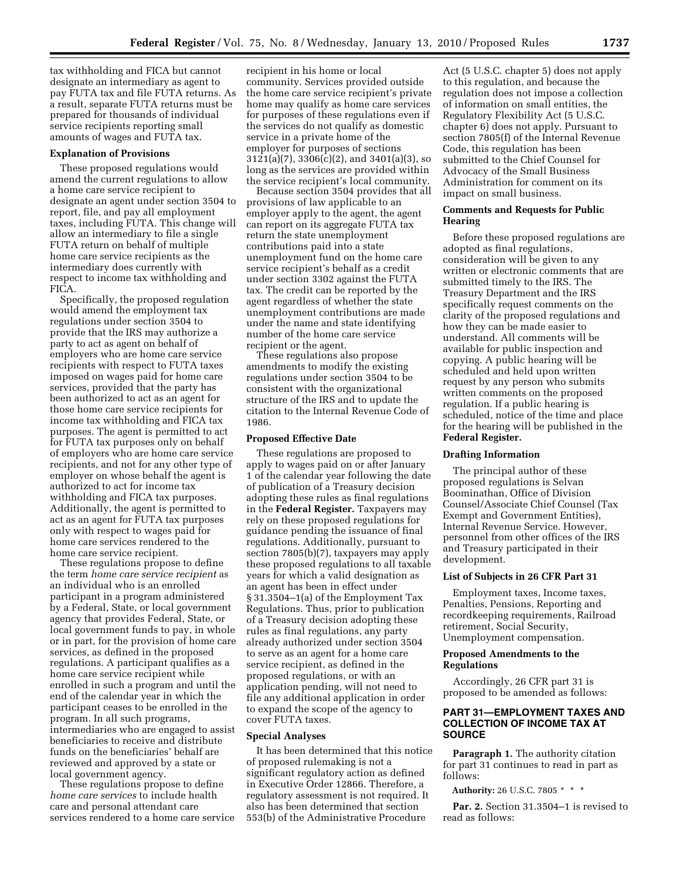tax withholding and FICA but cannot designate an intermediary as agent to pay FUTA tax and file FUTA returns. As a result, separate FUTA returns must be prepared for thousands of individual service recipients reporting small amounts of wages and FUTA tax.

**Explanation of Provisions**

These proposed regulations would amend the current regulations to allow a home care service recipient to designate an agent under section 3504 to report, file, and pay all employment taxes, including FUTA. This change will allow an intermediary to file a single FUTA return on behalf of multiple home care service recipients as the intermediary does currently with respect to income tax withholding and FICA.

Specifically, the proposed regulation would amend the employment tax regulations under section 3504 to provide that the IRS may authorize a party to act as agent on behalf of employers who are home care service recipients with respect to FUTA taxes imposed on wages paid for home care services, provided that the party has been authorized to act as an agent for those home care service recipients for income tax withholding and FICA tax purposes. The agent is permitted to act for FUTA tax purposes only on behalf of employers who are home care service recipients, and not for any other type of employer on whose behalf the agent is authorized to act for income tax withholding and FICA tax purposes. Additionally, the agent is permitted to act as an agent for FUTA tax purposes only with respect to wages paid for home care services rendered to the home care service recipient.

These regulations propose to define the term *home care service recipient* as an individual who is an enrolled participant in a program administered by a Federal, State, or local government agency that provides Federal, State, or local government funds to pay, in whole or in part, for the provision of home care services, as defined in the proposed regulations. A participant qualifies as a home care service recipient while enrolled in such a program and until the end of the calendar year in which the participant ceases to be enrolled in the program. In all such programs, intermediaries who are engaged to assist beneficiaries to receive and distribute funds on the beneficiaries' behalf are reviewed and approved by a state or local government agency.

These regulations propose to define *home care services* to include health care and personal attendant care services rendered to a home care service recipient in his home or local community. Services provided outside the home care service recipient's private home may qualify as home care services for purposes of these regulations even if the services do not qualify as domestic service in a private home of the employer for purposes of sections 3121(a)(7), 3306(c)(2), and 3401(a)(3), so long as the services are provided within the service recipient's local community.

Because section 3504 provides that all provisions of law applicable to an employer apply to the agent, the agent can report on its aggregate FUTA tax return the state unemployment contributions paid into a state unemployment fund on the home care service recipient's behalf as a credit under section 3302 against the FUTA tax. The credit can be reported by the agent regardless of whether the state unemployment contributions are made under the name and state identifying number of the home care service recipient or the agent.

These regulations also propose amendments to modify the existing regulations under section 3504 to be consistent with the organizational structure of the IRS and to update the citation to the Internal Revenue Code of 1986.

**Proposed Effective Date**

These regulations are proposed to apply to wages paid on or after January 1 of the calendar year following the date of publication of a Treasury decision adopting these rules as final regulations in the **Federal Register.** Taxpayers may rely on these proposed regulations for guidance pending the issuance of final regulations. Additionally, pursuant to section 7805(b)(7), taxpayers may apply these proposed regulations to all taxable years for which a valid designation as an agent has been in effect under § 31.3504–1(a) of the Employment Tax Regulations. Thus, prior to publication of a Treasury decision adopting these rules as final regulations, any party already authorized under section 3504 to serve as an agent for a home care service recipient, as defined in the proposed regulations, or with an application pending, will not need to file any additional application in order to expand the scope of the agency to cover FUTA taxes.

**Special Analyses**

It has been determined that this notice of proposed rulemaking is not a significant regulatory action as defined in Executive Order 12866. Therefore, a regulatory assessment is not required. It also has been determined that section 553(b) of the Administrative Procedure Act (5 U.S.C. chapter 5) does not apply to this regulation, and because the regulation does not impose a collection of information on small entities, the Regulatory Flexibility Act (5 U.S.C. chapter 6) does not apply. Pursuant to section 7805(f) of the Internal Revenue Code, this regulation has been submitted to the Chief Counsel for Advocacy of the Small Business Administration for comment on its impact on small business.

**Comments and Requests for Public Hearing**

Before these proposed regulations are adopted as final regulations, consideration will be given to any written or electronic comments that are submitted timely to the IRS. The Treasury Department and the IRS specifically request comments on the clarity of the proposed regulations and how they can be made easier to understand. All comments will be available for public inspection and copying. A public hearing will be scheduled and held upon written request by any person who submits written comments on the proposed regulation. If a public hearing is scheduled, notice of the time and place for the hearing will be published in the **Federal Register.**

**Drafting Information**

The principal author of these proposed regulations is Selvan Boominathan, Office of Division Counsel/Associate Chief Counsel (Tax Exempt and Government Entities), Internal Revenue Service. However, personnel from other offices of the IRS and Treasury participated in their development.

**List of Subjects in 26 CFR Part 31**

Employment taxes, Income taxes, Penalties, Pensions, Reporting and recordkeeping requirements, Railroad retirement, Social Security, Unemployment compensation.

**Proposed Amendments to the Regulations**

Accordingly, 26 CFR part 31 is proposed to be amended as follows:

**PART 31—EMPLOYMENT TAXES AND COLLECTION OF INCOME TAX AT SOURCE**

**Paragraph 1.** The authority citation for part 31 continues to read in part as follows:

**Authority:** 26 U.S.C. 7805 * * *

**Par. 2.** Section 31.3504–1 is revised to read as follows: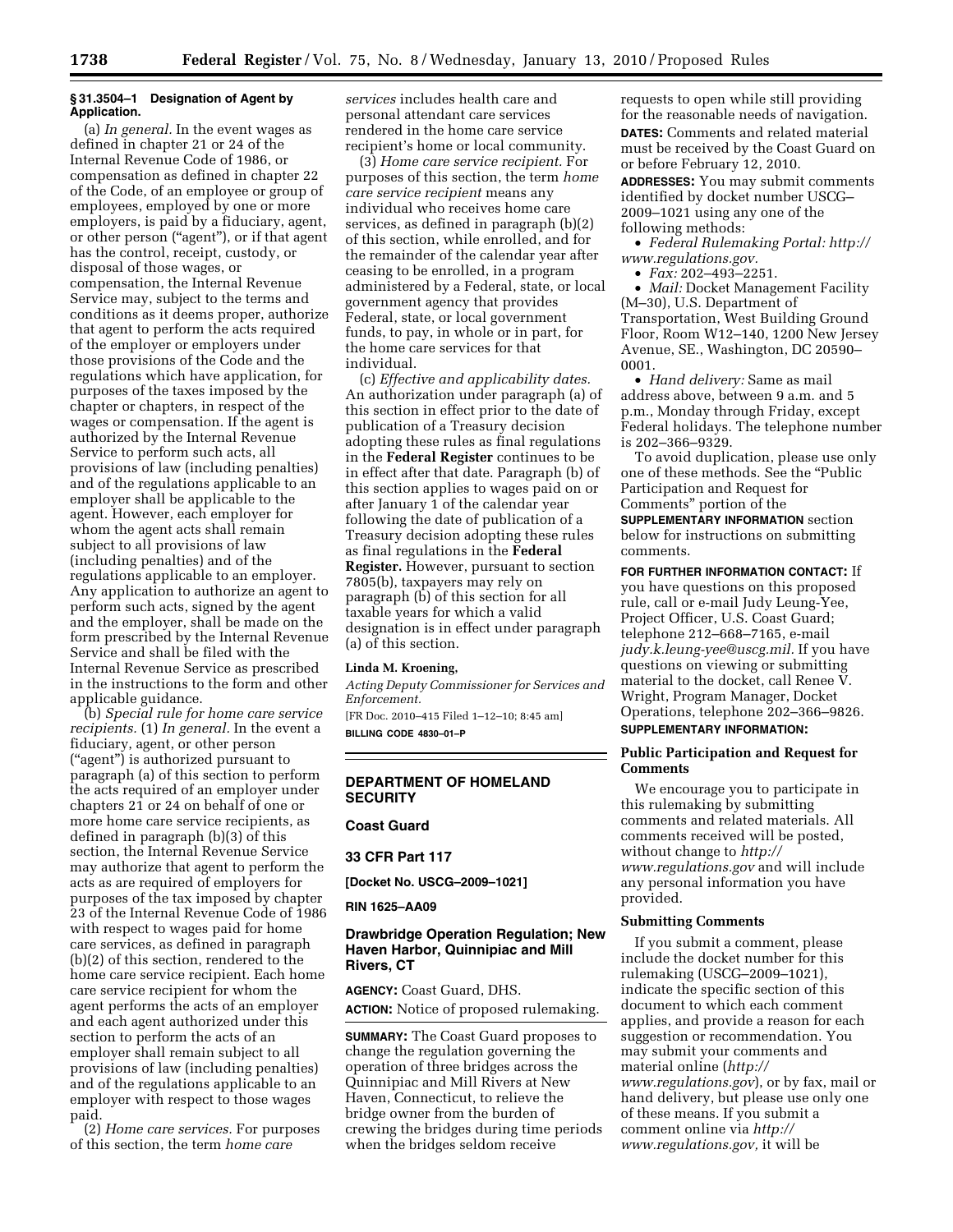### § 31.3504–1 Designation of Agent by Application.

(a) *In general.* In the event wages as defined in chapter 21 or 24 of the Internal Revenue Code of 1986, or compensation as defined in chapter 22 of the Code, of an employee or group of employees, employed by one or more employers, is paid by a fiduciary, agent, or other person ("agent"), or if that agent has the control, receipt, custody, or disposal of those wages, or compensation, the Internal Revenue Service may, subject to the terms and conditions as it deems proper, authorize that agent to perform the acts required of the employer or employers under those provisions of the Code and the regulations which have application, for purposes of the taxes imposed by the chapter or chapters, in respect of the wages or compensation. If the agent is authorized by the Internal Revenue Service to perform such acts, all provisions of law (including penalties) and of the regulations applicable to an employer shall be applicable to the agent. However, each employer for whom the agent acts shall remain subject to all provisions of law (including penalties) and of the regulations applicable to an employer. Any application to authorize an agent to perform such acts, signed by the agent and the employer, shall be made on the form prescribed by the Internal Revenue Service and shall be filed with the Internal Revenue Service as prescribed in the instructions to the form and other applicable guidance.

(b) *Special rule for home care service recipients.* (1) *In general.* In the event a fiduciary, agent, or other person ("agent") is authorized pursuant to paragraph (a) of this section to perform the acts required of an employer under chapters 21 or 24 on behalf of one or more home care service recipients, as defined in paragraph (b)(3) of this section, the Internal Revenue Service may authorize that agent to perform the acts as are required of employers for purposes of the tax imposed by chapter 23 of the Internal Revenue Code of 1986 with respect to wages paid for home care services, as defined in paragraph (b)(2) of this section, rendered to the home care service recipient. Each home care service recipient for whom the agent performs the acts of an employer and each agent authorized under this section to perform the acts of an employer shall remain subject to all provisions of law (including penalties) and of the regulations applicable to an employer with respect to those wages paid.

(2) *Home care services.* For purposes of this section, the term *home care services* includes health care and personal attendant care services rendered in the home care service recipient's home or local community.

(3) *Home care service recipient.* For purposes of this section, the term *home care service recipient* means any individual who receives home care services, as defined in paragraph (b)(2) of this section, while enrolled, and for the remainder of the calendar year after ceasing to be enrolled, in a program administered by a Federal, state, or local government agency that provides Federal, state, or local government funds, to pay, in whole or in part, for the home care services for that individual.

(c) *Effective and applicability dates.* An authorization under paragraph (a) of this section in effect prior to the date of publication of a Treasury decision adopting these rules as final regulations in the **Federal Register** continues to be in effect after that date. Paragraph (b) of this section applies to wages paid on or after January 1 of the calendar year following the date of publication of a Treasury decision adopting these rules as final regulations in the **Federal Register.** However, pursuant to section 7805(b), taxpayers may rely on paragraph (b) of this section for all taxable years for which a valid designation is in effect under paragraph (a) of this section.

**Linda M. Kroening,**

*Acting Deputy Commissioner for Services and Enforcement.*

[FR Doc. 2010–415 Filed 1–12–10; 8:45 am]

**BILLING CODE 4830–01–P**

---

## DEPARTMENT OF HOMELAND SECURITY

### Coast Guard

### 33 CFR Part 117

**[Docket No. USCG–2009–1021]**

**RIN 1625–AA09**

### Drawbridge Operation Regulation; New Haven Harbor, Quinnipiac and Mill Rivers, CT

**AGENCY:** Coast Guard, DHS.

**ACTION:** Notice of proposed rulemaking.

**SUMMARY:** The Coast Guard proposes to change the regulation governing the operation of three bridges across the Quinnipiac and Mill Rivers at New Haven, Connecticut, to relieve the bridge owner from the burden of crewing the bridges during time periods when the bridges seldom receive requests to open while still providing for the reasonable needs of navigation.

**DATES:** Comments and related material must be received by the Coast Guard on or before February 12, 2010.

**ADDRESSES:** You may submit comments identified by docket number USCG–2009–1021 using any one of the following methods:

- *Federal Rulemaking Portal: http://www.regulations.gov.*
- *Fax:* 202–493–2251.
- *Mail:* Docket Management Facility (M–30), U.S. Department of Transportation, West Building Ground Floor, Room W12–140, 1200 New Jersey Avenue, SE., Washington, DC 20590–0001.
- *Hand delivery:* Same as mail address above, between 9 a.m. and 5 p.m., Monday through Friday, except Federal holidays. The telephone number is 202–366–9329.

To avoid duplication, please use only one of these methods. See the "Public Participation and Request for Comments" portion of the **SUPPLEMENTARY INFORMATION** section below for instructions on submitting comments.

**FOR FURTHER INFORMATION CONTACT:** If you have questions on this proposed rule, call or e-mail Judy Leung-Yee, Project Officer, U.S. Coast Guard; telephone 212–668–7165, e-mail *judy.k.leung-yee@uscg.mil.* If you have questions on viewing or submitting material to the docket, call Renee V. Wright, Program Manager, Docket Operations, telephone 202–366–9826.

**SUPPLEMENTARY INFORMATION:**

#### Public Participation and Request for Comments

We encourage you to participate in this rulemaking by submitting comments and related materials. All comments received will be posted, without change to *http://www.regulations.gov* and will include any personal information you have provided.

#### Submitting Comments

If you submit a comment, please include the docket number for this rulemaking (USCG–2009–1021), indicate the specific section of this document to which each comment applies, and provide a reason for each suggestion or recommendation. You may submit your comments and material online (*http://www.regulations.gov*), or by fax, mail or hand delivery, but please use only one of these means. If you submit a comment online via *http://www.regulations.gov,* it will be